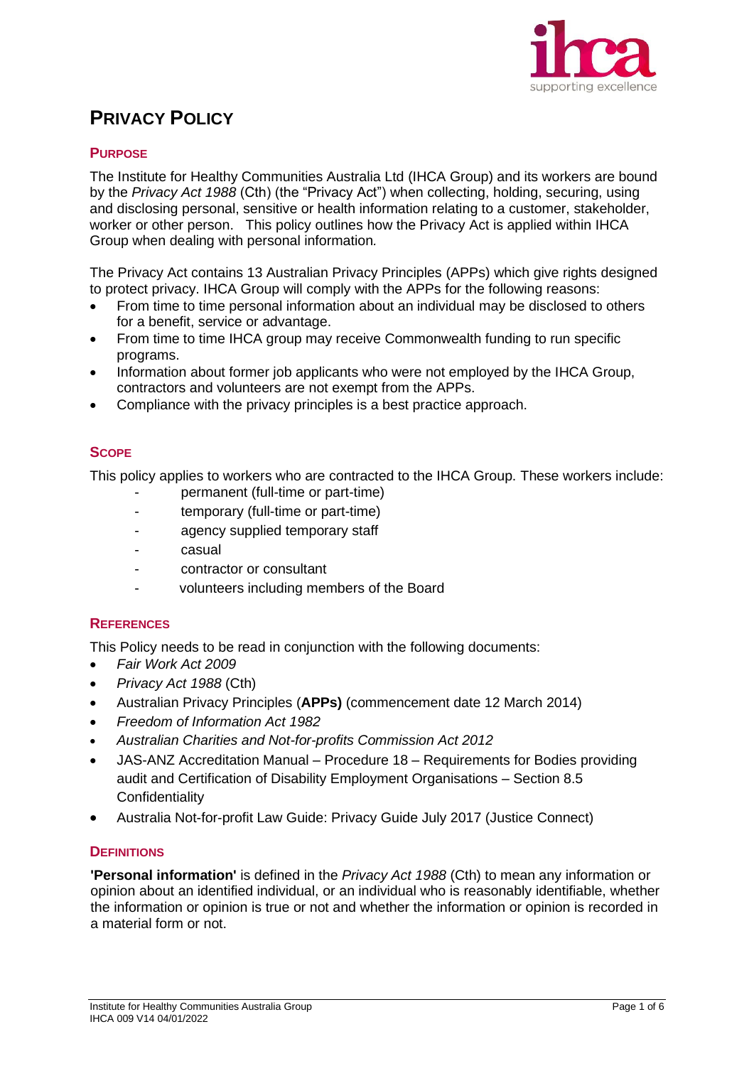# PRIVACY POLICY

## PURPOSE

The Institute for Healthy Communities Australia Ltd (IHCA Group) and its workers are bound by the *Privacy Act 1988* (Cth) (the "Privacy Act") when collecting, holding, securing, using and disclosing personal, sensitive or health information relating to a customer, stakeholder, worker or other person. This policy outlines how the Privacy Act is applied within IHCA Group when dealing with personal information.

The Privacy Act contains 13 Australian Privacy Principles (APPs) which give rights designed to protect privacy. IHCA Group will comply with the APPs for the following reasons:

- From time to time personal information about an individual may be disclosed to others for a benefit, service or advantage.
- From time to time IHCA group may receive Commonwealth funding to run specific programs.
- Information about former job applicants who were not employed by the IHCA Group, contractors and volunteers are not exempt from the APPs.
- Compliance with the privacy principles is a best practice approach.

## SCOPE

This policy applies to workers who are contracted to the IHCA Group. These workers include:

- permanent (full-time or part-time)
- temporary (full-time or part-time)
- agency supplied temporary staff
- casual
- contractor or consultant
- volunteers including members of the Board

## REFERENCES

This Policy needs to be read in conjunction with the following documents:

- *Fair Work Act 2009*
- *Privacy Act 1988* (Cth)
- Australian Privacy Principles (**APPs)** (commencement date 12 March 2014)
- *Freedom of Information Act 1982*
- *Australian Charities and Not-for-profits Commission Act 2012*
- JAS-ANZ Accreditation Manual – Procedure 18 – Requirements for Bodies providing audit and Certification of Disability Employment Organisations – Section 8.5 Confidentiality
- Australia Not-for-profit Law Guide: Privacy Guide July 2017 (Justice Connect)

## DEFINITIONS

**'Personal information'** is defined in the *Privacy Act 1988* (Cth) to mean any information or opinion about an identified individual, or an individual who is reasonably identifiable, whether the information or opinion is true or not and whether the information or opinion is recorded in a material form or not.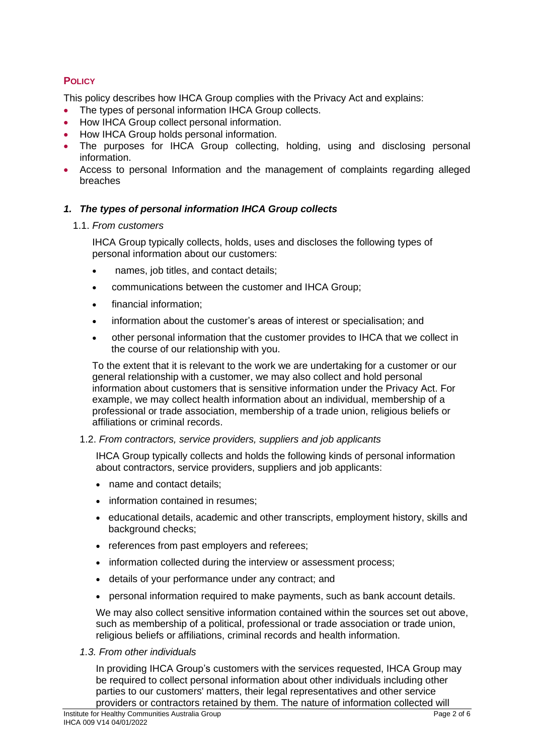## **POLICY**

This policy describes how IHCA Group complies with the Privacy Act and explains:

- The types of personal information IHCA Group collects.
- How IHCA Group collect personal information.
- How IHCA Group holds personal information.
- The purposes for IHCA Group collecting, holding, using and disclosing personal information.
- Access to personal Information and the management of complaints regarding alleged breaches

### *1. The types of personal information IHCA Group collects*

1.1. *From customers*

IHCA Group typically collects, holds, uses and discloses the following types of personal information about our customers:

- names, job titles, and contact details;
- communications between the customer and IHCA Group;
- financial information;
- information about the customer's areas of interest or specialisation; and
- other personal information that the customer provides to IHCA that we collect in the course of our relationship with you.

To the extent that it is relevant to the work we are undertaking for a customer or our general relationship with a customer, we may also collect and hold personal information about customers that is sensitive information under the Privacy Act. For example, we may collect health information about an individual, membership of a professional or trade association, membership of a trade union, religious beliefs or affiliations or criminal records.

1.2. *From contractors, service providers, suppliers and job applicants*

IHCA Group typically collects and holds the following kinds of personal information about contractors, service providers, suppliers and job applicants:

- name and contact details;
- information contained in resumes;
- educational details, academic and other transcripts, employment history, skills and background checks;
- references from past employers and referees;
- information collected during the interview or assessment process;
- details of your performance under any contract; and
- personal information required to make payments, such as bank account details.

We may also collect sensitive information contained within the sources set out above, such as membership of a political, professional or trade association or trade union, religious beliefs or affiliations, criminal records and health information.

*1.3. From other individuals*

In providing IHCA Group's customers with the services requested, IHCA Group may be required to collect personal information about other individuals including other parties to our customers' matters, their legal representatives and other service providers or contractors retained by them. The nature of information collected will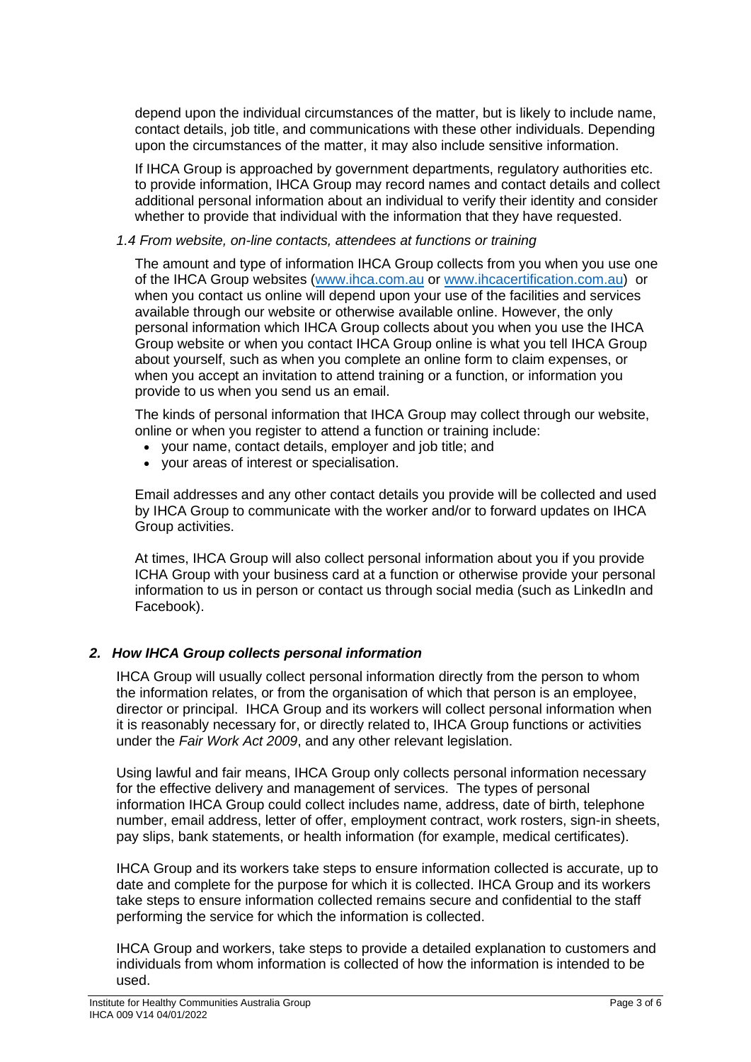depend upon the individual circumstances of the matter, but is likely to include name, contact details, job title, and communications with these other individuals. Depending upon the circumstances of the matter, it may also include sensitive information.

If IHCA Group is approached by government departments, regulatory authorities etc. to provide information, IHCA Group may record names and contact details and collect additional personal information about an individual to verify their identity and consider whether to provide that individual with the information that they have requested.

*1.4 From website, on-line contacts, attendees at functions or training*

The amount and type of information IHCA Group collects from you when you use one of the IHCA Group websites (www.ihca.com.au or www.ihcacertification.com.au) or when you contact us online will depend upon your use of the facilities and services available through our website or otherwise available online. However, the only personal information which IHCA Group collects about you when you use the IHCA Group website or when you contact IHCA Group online is what you tell IHCA Group about yourself, such as when you complete an online form to claim expenses, or when you accept an invitation to attend training or a function, or information you provide to us when you send us an email.

The kinds of personal information that IHCA Group may collect through our website, online or when you register to attend a function or training include:

- your name, contact details, employer and job title; and
- your areas of interest or specialisation.

Email addresses and any other contact details you provide will be collected and used by IHCA Group to communicate with the worker and/or to forward updates on IHCA Group activities.

At times, IHCA Group will also collect personal information about you if you provide ICHA Group with your business card at a function or otherwise provide your personal information to us in person or contact us through social media (such as LinkedIn and Facebook).

## *2. How IHCA Group collects personal information*

IHCA Group will usually collect personal information directly from the person to whom the information relates, or from the organisation of which that person is an employee, director or principal. IHCA Group and its workers will collect personal information when it is reasonably necessary for, or directly related to, IHCA Group functions or activities under the *Fair Work Act 2009*, and any other relevant legislation.

Using lawful and fair means, IHCA Group only collects personal information necessary for the effective delivery and management of services. The types of personal information IHCA Group could collect includes name, address, date of birth, telephone number, email address, letter of offer, employment contract, work rosters, sign-in sheets, pay slips, bank statements, or health information (for example, medical certificates).

IHCA Group and its workers take steps to ensure information collected is accurate, up to date and complete for the purpose for which it is collected. IHCA Group and its workers take steps to ensure information collected remains secure and confidential to the staff performing the service for which the information is collected.

IHCA Group and workers, take steps to provide a detailed explanation to customers and individuals from whom information is collected of how the information is intended to be used.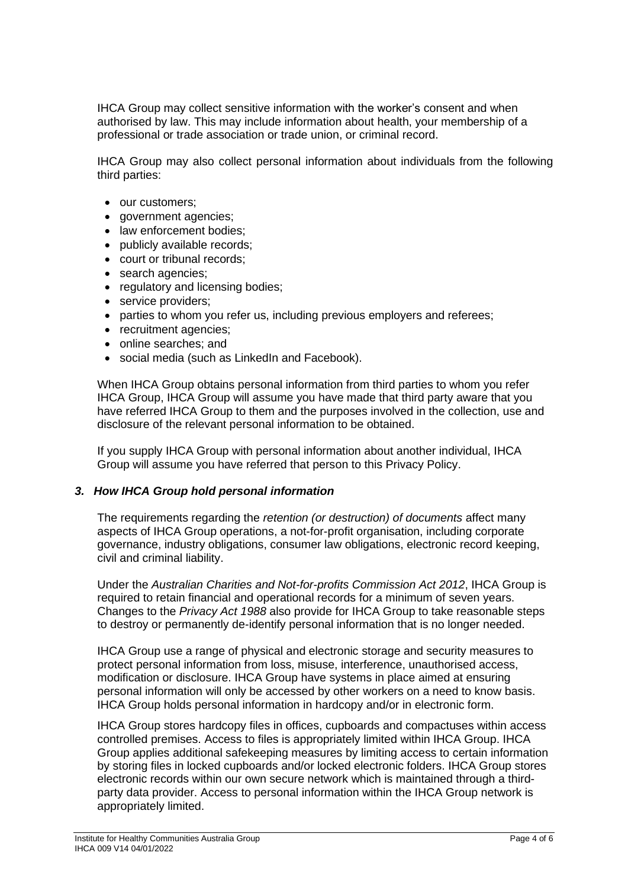IHCA Group may collect sensitive information with the worker's consent and when authorised by law. This may include information about health, your membership of a professional or trade association or trade union, or criminal record.

IHCA Group may also collect personal information about individuals from the following third parties:

- our customers;
- government agencies;
- law enforcement bodies;
- publicly available records;
- court or tribunal records;
- search agencies;
- regulatory and licensing bodies;
- service providers;
- parties to whom you refer us, including previous employers and referees;
- recruitment agencies;
- online searches; and
- social media (such as LinkedIn and Facebook).

When IHCA Group obtains personal information from third parties to whom you refer IHCA Group, IHCA Group will assume you have made that third party aware that you have referred IHCA Group to them and the purposes involved in the collection, use and disclosure of the relevant personal information to be obtained.

If you supply IHCA Group with personal information about another individual, IHCA Group will assume you have referred that person to this Privacy Policy.

### *3. How IHCA Group hold personal information*

The requirements regarding the *retention (or destruction) of documents* affect many aspects of IHCA Group operations, a not-for-profit organisation, including corporate governance, industry obligations, consumer law obligations, electronic record keeping, civil and criminal liability.

Under the *Australian Charities and Not-for-profits Commission Act 2012*, IHCA Group is required to retain financial and operational records for a minimum of seven years. Changes to the *Privacy Act 1988* also provide for IHCA Group to take reasonable steps to destroy or permanently de-identify personal information that is no longer needed.

IHCA Group use a range of physical and electronic storage and security measures to protect personal information from loss, misuse, interference, unauthorised access, modification or disclosure. IHCA Group have systems in place aimed at ensuring personal information will only be accessed by other workers on a need to know basis. IHCA Group holds personal information in hardcopy and/or in electronic form.

IHCA Group stores hardcopy files in offices, cupboards and compactuses within access controlled premises. Access to files is appropriately limited within IHCA Group. IHCA Group applies additional safekeeping measures by limiting access to certain information by storing files in locked cupboards and/or locked electronic folders. IHCA Group stores electronic records within our own secure network which is maintained through a third-party data provider. Access to personal information within the IHCA Group network is appropriately limited.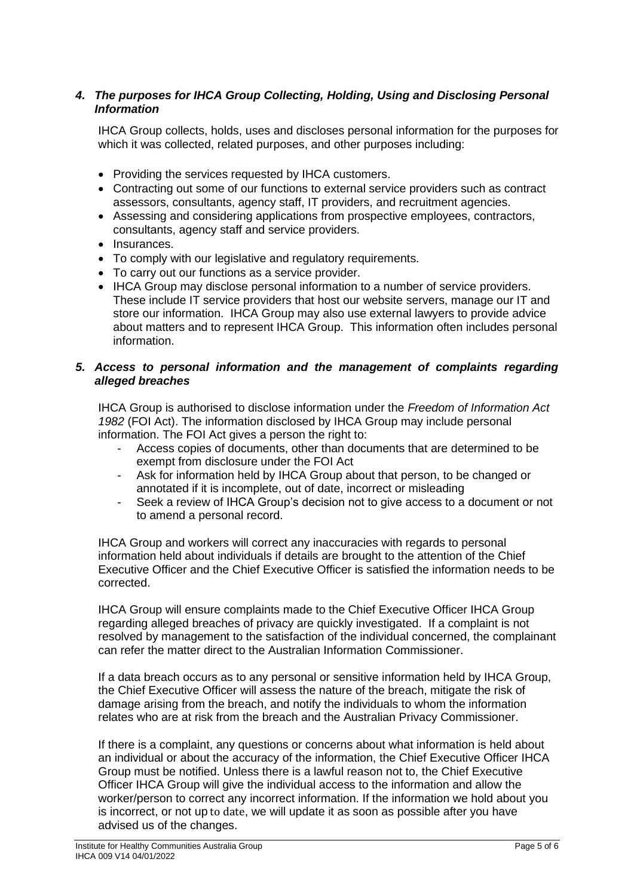### *4. The purposes for IHCA Group Collecting, Holding, Using and Disclosing Personal Information*

IHCA Group collects, holds, uses and discloses personal information for the purposes for which it was collected, related purposes, and other purposes including:

- Providing the services requested by IHCA customers.
- Contracting out some of our functions to external service providers such as contract assessors, consultants, agency staff, IT providers, and recruitment agencies.
- Assessing and considering applications from prospective employees, contractors, consultants, agency staff and service providers.
- Insurances.
- To comply with our legislative and regulatory requirements.
- To carry out our functions as a service provider.
- IHCA Group may disclose personal information to a number of service providers. These include IT service providers that host our website servers, manage our IT and store our information. IHCA Group may also use external lawyers to provide advice about matters and to represent IHCA Group. This information often includes personal information.

### *5. Access to personal information and the management of complaints regarding alleged breaches*

IHCA Group is authorised to disclose information under the *Freedom of Information Act 1982* (FOI Act). The information disclosed by IHCA Group may include personal information. The FOI Act gives a person the right to:

- Access copies of documents, other than documents that are determined to be exempt from disclosure under the FOI Act
- Ask for information held by IHCA Group about that person, to be changed or annotated if it is incomplete, out of date, incorrect or misleading
- Seek a review of IHCA Group's decision not to give access to a document or not to amend a personal record.

IHCA Group and workers will correct any inaccuracies with regards to personal information held about individuals if details are brought to the attention of the Chief Executive Officer and the Chief Executive Officer is satisfied the information needs to be corrected.

IHCA Group will ensure complaints made to the Chief Executive Officer IHCA Group regarding alleged breaches of privacy are quickly investigated. If a complaint is not resolved by management to the satisfaction of the individual concerned, the complainant can refer the matter direct to the Australian Information Commissioner.

If a data breach occurs as to any personal or sensitive information held by IHCA Group, the Chief Executive Officer will assess the nature of the breach, mitigate the risk of damage arising from the breach, and notify the individuals to whom the information relates who are at risk from the breach and the Australian Privacy Commissioner.

If there is a complaint, any questions or concerns about what information is held about an individual or about the accuracy of the information, the Chief Executive Officer IHCA Group must be notified. Unless there is a lawful reason not to, the Chief Executive Officer IHCA Group will give the individual access to the information and allow the worker/person to correct any incorrect information. If the information we hold about you is incorrect, or not up to date, we will update it as soon as possible after you have advised us of the changes.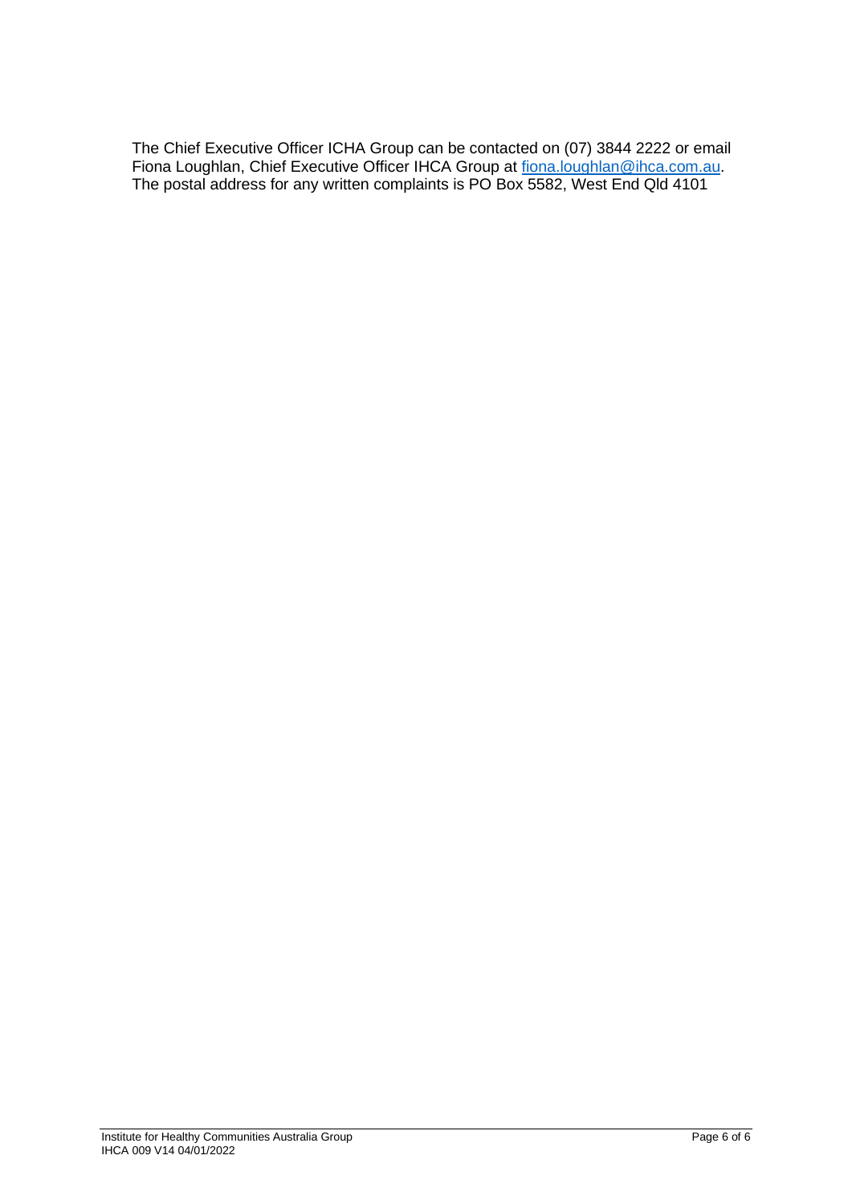The Chief Executive Officer ICHA Group can be contacted on (07) 3844 2222 or email Fiona Loughlan, Chief Executive Officer IHCA Group at [fiona.loughlan@ihca.com.au](mailto:fiona.loughlan@ihca.com.au). The postal address for any written complaints is PO Box 5582, West End Qld 4101